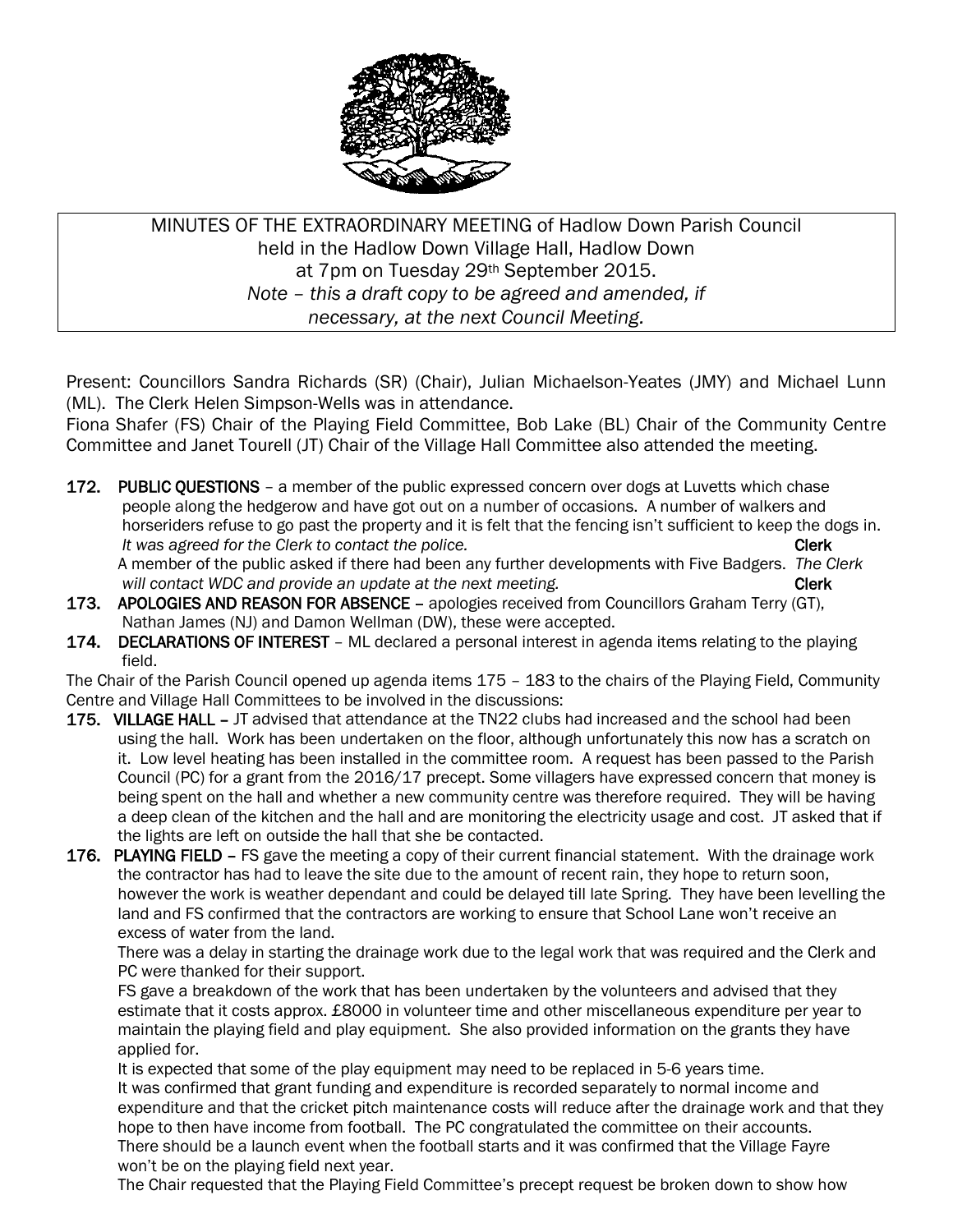MINUTES OF THE EXTRAORDINARY MEETING of Hadlow Down Parish Council
held in the Hadlow Down Village Hall, Hadlow Down
at 7pm on Tuesday 29th September 2015.
*Note – this a draft copy to be agreed and amended, if necessary, at the next Council Meeting.*

Present: Councillors Sandra Richards (SR) (Chair), Julian Michaelson-Yeates (JMY) and Michael Lunn (ML). The Clerk Helen Simpson-Wells was in attendance.
Fiona Shafer (FS) Chair of the Playing Field Committee, Bob Lake (BL) Chair of the Community Centre Committee and Janet Tourell (JT) Chair of the Village Hall Committee also attended the meeting.

**172. PUBLIC QUESTIONS** – a member of the public expressed concern over dogs at Luvetts which chase people along the hedgerow and have got out on a number of occasions. A number of walkers and horseriders refuse to go past the property and it is felt that the fencing isn't sufficient to keep the dogs in. *It was agreed for the Clerk to contact the police.* **Clerk**
A member of the public asked if there had been any further developments with Five Badgers. *The Clerk will contact WDC and provide an update at the next meeting.* **Clerk**

**173. APOLOGIES AND REASON FOR ABSENCE** – apologies received from Councillors Graham Terry (GT), Nathan James (NJ) and Damon Wellman (DW), these were accepted.

**174. DECLARATIONS OF INTEREST** – ML declared a personal interest in agenda items relating to the playing field.

The Chair of the Parish Council opened up agenda items 175 – 183 to the chairs of the Playing Field, Community Centre and Village Hall Committees to be involved in the discussions:

**175. VILLAGE HALL** – JT advised that attendance at the TN22 clubs had increased and the school had been using the hall. Work has been undertaken on the floor, although unfortunately this now has a scratch on it. Low level heating has been installed in the committee room. A request has been passed to the Parish Council (PC) for a grant from the 2016/17 precept. Some villagers have expressed concern that money is being spent on the hall and whether a new community centre was therefore required. They will be having a deep clean of the kitchen and the hall and are monitoring the electricity usage and cost. JT asked that if the lights are left on outside the hall that she be contacted.

**176. PLAYING FIELD** – FS gave the meeting a copy of their current financial statement. With the drainage work the contractor has had to leave the site due to the amount of recent rain, they hope to return soon, however the work is weather dependant and could be delayed till late Spring. They have been levelling the land and FS confirmed that the contractors are working to ensure that School Lane won't receive an excess of water from the land.
There was a delay in starting the drainage work due to the legal work that was required and the Clerk and PC were thanked for their support.
FS gave a breakdown of the work that has been undertaken by the volunteers and advised that they estimate that it costs approx. £8000 in volunteer time and other miscellaneous expenditure per year to maintain the playing field and play equipment. She also provided information on the grants they have applied for.
It is expected that some of the play equipment may need to be replaced in 5-6 years time.
It was confirmed that grant funding and expenditure is recorded separately to normal income and expenditure and that the cricket pitch maintenance costs will reduce after the drainage work and that they hope to then have income from football. The PC congratulated the committee on their accounts.
There should be a launch event when the football starts and it was confirmed that the Village Fayre won't be on the playing field next year.
The Chair requested that the Playing Field Committee's precept request be broken down to show how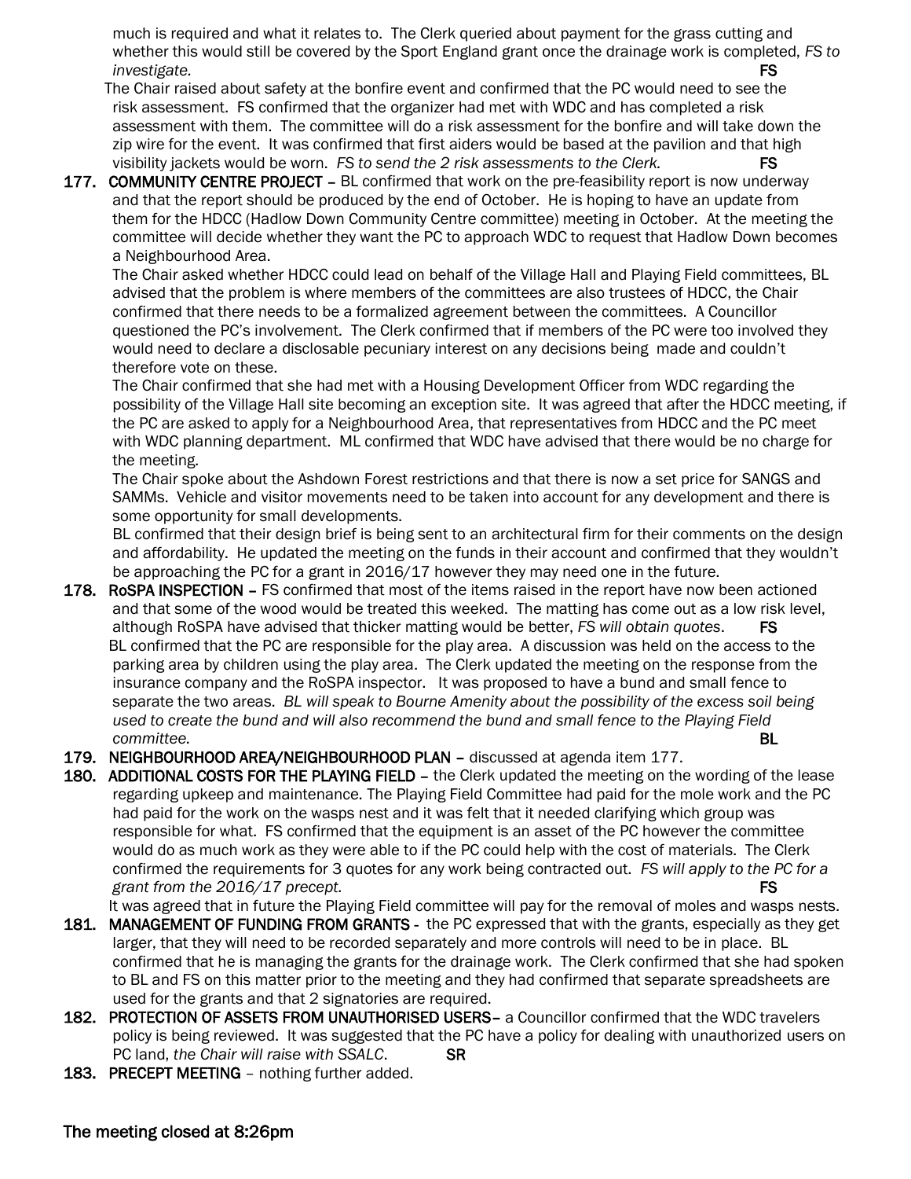much is required and what it relates to. The Clerk queried about payment for the grass cutting and whether this would still be covered by the Sport England grant once the drainage work is completed, *FS to investigate.* **FS**

The Chair raised about safety at the bonfire event and confirmed that the PC would need to see the risk assessment. FS confirmed that the organizer had met with WDC and has completed a risk assessment with them. The committee will do a risk assessment for the bonfire and will take down the zip wire for the event. It was confirmed that first aiders would be based at the pavilion and that high visibility jackets would be worn. *FS to send the 2 risk assessments to the Clerk.* **FS**

**177. COMMUNITY CENTRE PROJECT** – BL confirmed that work on the pre-feasibility report is now underway and that the report should be produced by the end of October. He is hoping to have an update from them for the HDCC (Hadlow Down Community Centre committee) meeting in October. At the meeting the committee will decide whether they want the PC to approach WDC to request that Hadlow Down becomes a Neighbourhood Area.

The Chair asked whether HDCC could lead on behalf of the Village Hall and Playing Field committees, BL advised that the problem is where members of the committees are also trustees of HDCC, the Chair confirmed that there needs to be a formalized agreement between the committees. A Councillor questioned the PC's involvement. The Clerk confirmed that if members of the PC were too involved they would need to declare a disclosable pecuniary interest on any decisions being made and couldn't therefore vote on these.

The Chair confirmed that she had met with a Housing Development Officer from WDC regarding the possibility of the Village Hall site becoming an exception site. It was agreed that after the HDCC meeting, if the PC are asked to apply for a Neighbourhood Area, that representatives from HDCC and the PC meet with WDC planning department. ML confirmed that WDC have advised that there would be no charge for the meeting.

The Chair spoke about the Ashdown Forest restrictions and that there is now a set price for SANGS and SAMMs. Vehicle and visitor movements need to be taken into account for any development and there is some opportunity for small developments.

BL confirmed that their design brief is being sent to an architectural firm for their comments on the design and affordability. He updated the meeting on the funds in their account and confirmed that they wouldn't be approaching the PC for a grant in 2016/17 however they may need one in the future.

**178. RoSPA INSPECTION** – FS confirmed that most of the items raised in the report have now been actioned and that some of the wood would be treated this weeked. The matting has come out as a low risk level, although RoSPA have advised that thicker matting would be better, *FS will obtain quotes*. **FS**

BL confirmed that the PC are responsible for the play area. A discussion was held on the access to the parking area by children using the play area. The Clerk updated the meeting on the response from the insurance company and the RoSPA inspector. It was proposed to have a bund and small fence to separate the two areas. *BL will speak to Bourne Amenity about the possibility of the excess soil being used to create the bund and will also recommend the bund and small fence to the Playing Field committee.* **BL**

**179. NEIGHBOURHOOD AREA/NEIGHBOURHOOD PLAN** – discussed at agenda item 177.

**180. ADDITIONAL COSTS FOR THE PLAYING FIELD** – the Clerk updated the meeting on the wording of the lease regarding upkeep and maintenance. The Playing Field Committee had paid for the mole work and the PC had paid for the work on the wasps nest and it was felt that it needed clarifying which group was responsible for what. FS confirmed that the equipment is an asset of the PC however the committee would do as much work as they were able to if the PC could help with the cost of materials. The Clerk confirmed the requirements for 3 quotes for any work being contracted out. *FS will apply to the PC for a grant from the 2016/17 precept.* **FS**

It was agreed that in future the Playing Field committee will pay for the removal of moles and wasps nests.

**181. MANAGEMENT OF FUNDING FROM GRANTS** - the PC expressed that with the grants, especially as they get larger, that they will need to be recorded separately and more controls will need to be in place. BL confirmed that he is managing the grants for the drainage work. The Clerk confirmed that she had spoken to BL and FS on this matter prior to the meeting and they had confirmed that separate spreadsheets are used for the grants and that 2 signatories are required.

**182. PROTECTION OF ASSETS FROM UNAUTHORISED USERS**– a Councillor confirmed that the WDC travelers policy is being reviewed. It was suggested that the PC have a policy for dealing with unauthorized users on PC land, *the Chair will raise with SSALC*. **SR**

**183. PRECEPT MEETING** – nothing further added.

**The meeting closed at 8:26pm**